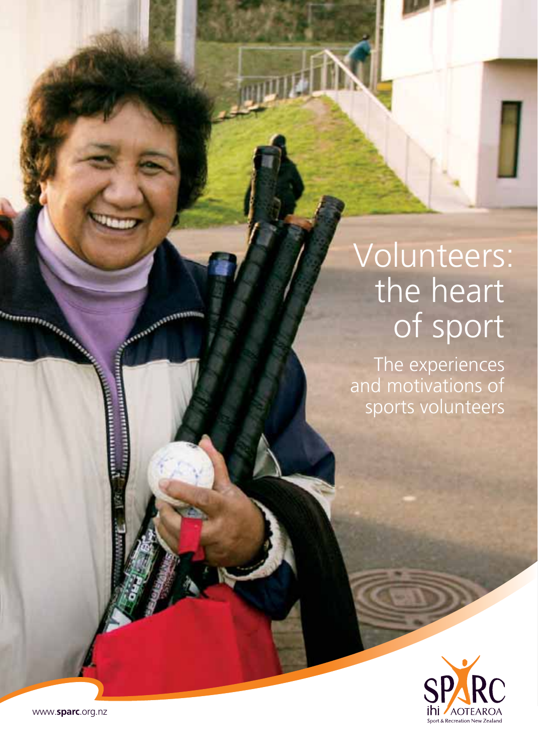# Volunteers: the heart of sport

## The experiences and motivations of sports volunteers

www.sparc.org.nz

SPARC
ihi AOTEAROA
Sport & Recreation New Zealand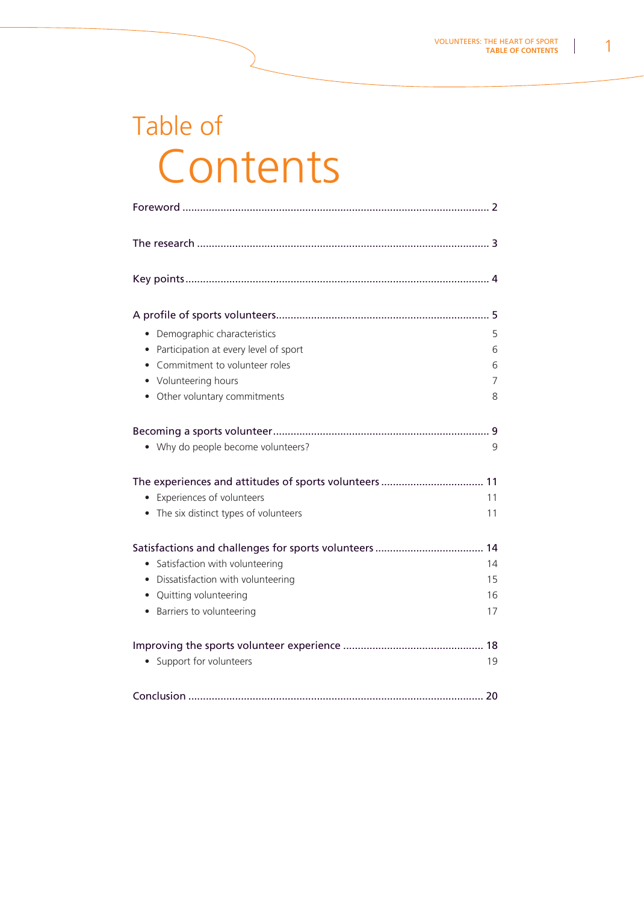# Table of Contents

Foreword ........................................................................................................ 2

The research .................................................................................................. 3

Key points....................................................................................................... 4

A profile of sports volunteers........................................................................ 5

- Demographic characteristics 5
- Participation at every level of sport 6
- Commitment to volunteer roles 6
- Volunteering hours 7
- Other voluntary commitments 8

Becoming a sports volunteer......................................................................... 9

- Why do people become volunteers? 9

The experiences and attitudes of sports volunteers ................................... 11

- Experiences of volunteers 11
- The six distinct types of volunteers 11

Satisfactions and challenges for sports volunteers ..................................... 14

- Satisfaction with volunteering 14
- Dissatisfaction with volunteering 15
- Quitting volunteering 16
- Barriers to volunteering 17

Improving the sports volunteer experience ................................................ 18

- Support for volunteers 19

Conclusion .................................................................................................... 20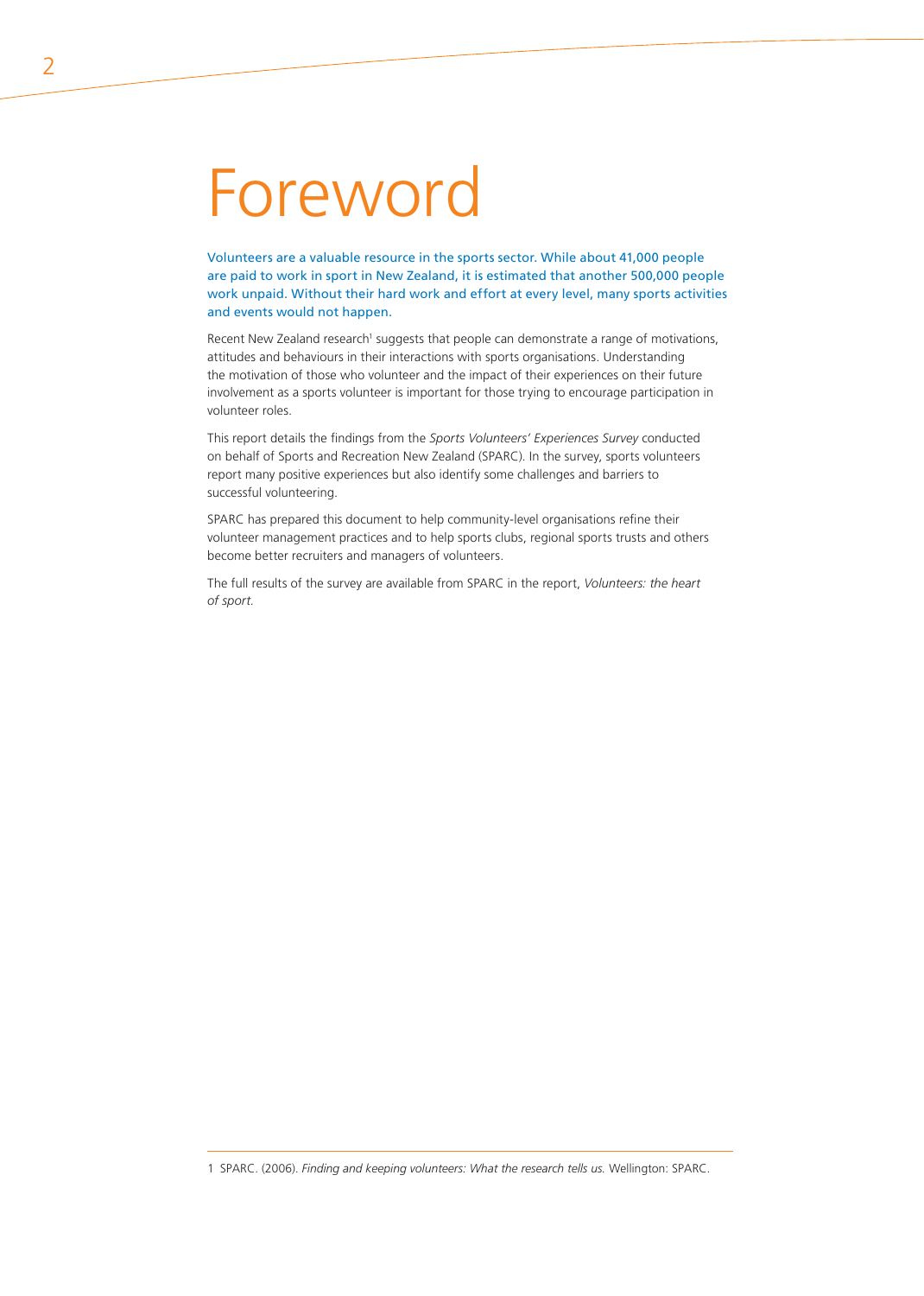# Foreword

Volunteers are a valuable resource in the sports sector. While about 41,000 people are paid to work in sport in New Zealand, it is estimated that another 500,000 people work unpaid. Without their hard work and effort at every level, many sports activities and events would not happen.

Recent New Zealand research[1] suggests that people can demonstrate a range of motivations, attitudes and behaviours in their interactions with sports organisations. Understanding the motivation of those who volunteer and the impact of their experiences on their future involvement as a sports volunteer is important for those trying to encourage participation in volunteer roles.

This report details the findings from the *Sports Volunteers' Experiences Survey* conducted on behalf of Sports and Recreation New Zealand (SPARC). In the survey, sports volunteers report many positive experiences but also identify some challenges and barriers to successful volunteering.

SPARC has prepared this document to help community-level organisations refine their volunteer management practices and to help sports clubs, regional sports trusts and others become better recruiters and managers of volunteers.

The full results of the survey are available from SPARC in the report, *Volunteers: the heart of sport.*

1 SPARC. (2006). *Finding and keeping volunteers: What the research tells us.* Wellington: SPARC.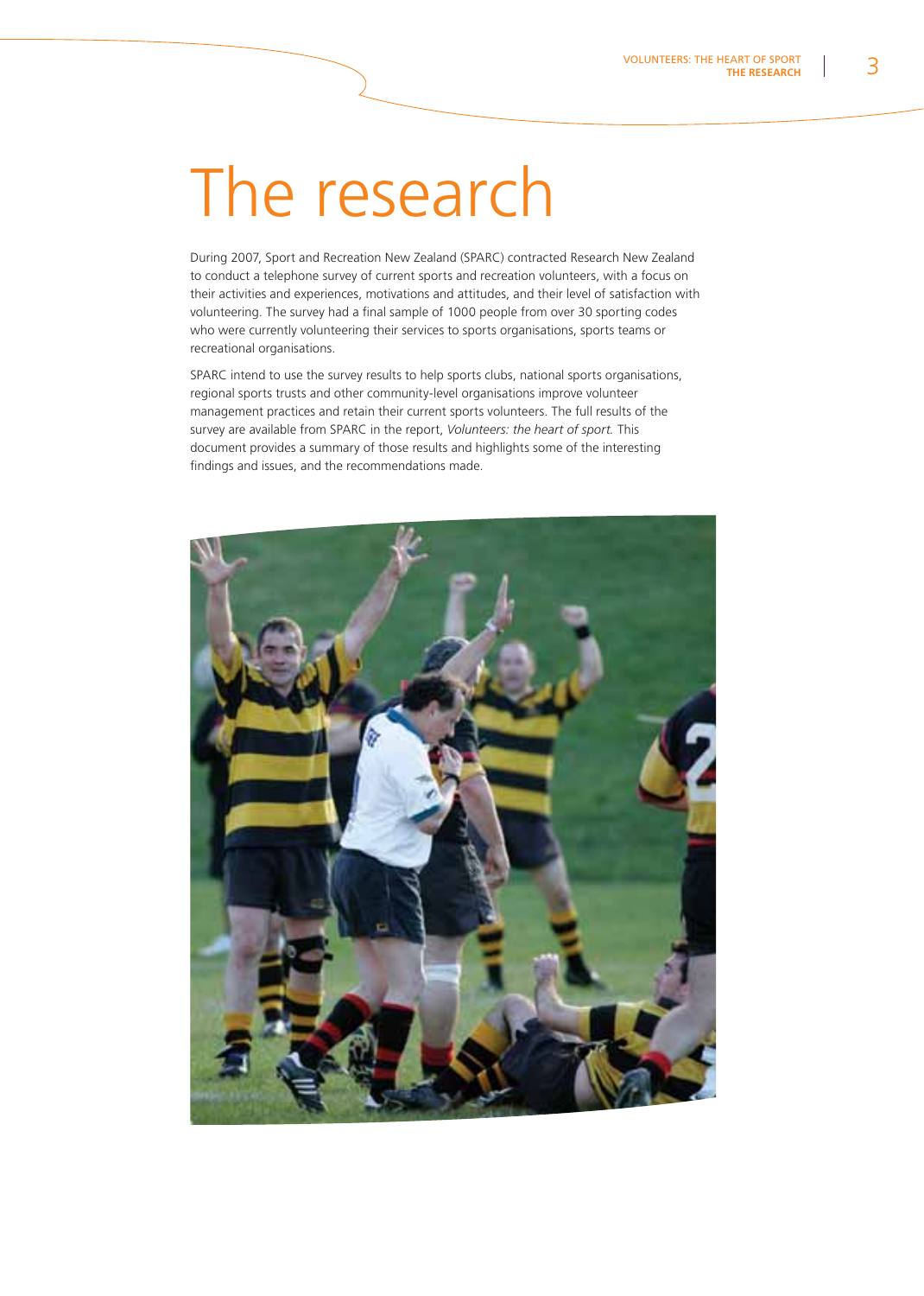# The research

During 2007, Sport and Recreation New Zealand (SPARC) contracted Research New Zealand to conduct a telephone survey of current sports and recreation volunteers, with a focus on their activities and experiences, motivations and attitudes, and their level of satisfaction with volunteering. The survey had a final sample of 1000 people from over 30 sporting codes who were currently volunteering their services to sports organisations, sports teams or recreational organisations.

SPARC intend to use the survey results to help sports clubs, national sports organisations, regional sports trusts and other community-level organisations improve volunteer management practices and retain their current sports volunteers. The full results of the survey are available from SPARC in the report, *Volunteers: the heart of sport*. This document provides a summary of those results and highlights some of the interesting findings and issues, and the recommendations made.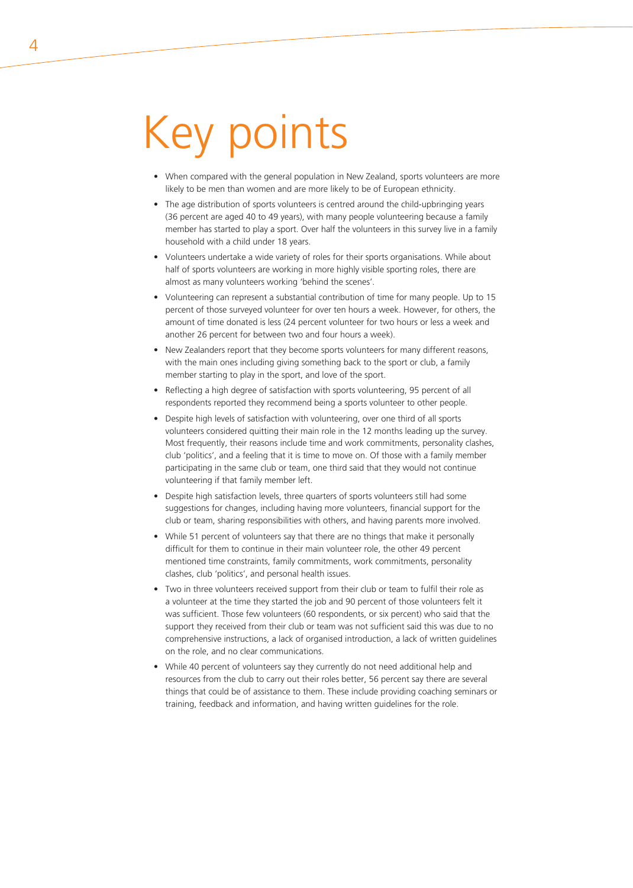# Key points

- When compared with the general population in New Zealand, sports volunteers are more likely to be men than women and are more likely to be of European ethnicity.
- The age distribution of sports volunteers is centred around the child-upbringing years (36 percent are aged 40 to 49 years), with many people volunteering because a family member has started to play a sport. Over half the volunteers in this survey live in a family household with a child under 18 years.
- Volunteers undertake a wide variety of roles for their sports organisations. While about half of sports volunteers are working in more highly visible sporting roles, there are almost as many volunteers working 'behind the scenes'.
- Volunteering can represent a substantial contribution of time for many people. Up to 15 percent of those surveyed volunteer for over ten hours a week. However, for others, the amount of time donated is less (24 percent volunteer for two hours or less a week and another 26 percent for between two and four hours a week).
- New Zealanders report that they become sports volunteers for many different reasons, with the main ones including giving something back to the sport or club, a family member starting to play in the sport, and love of the sport.
- Reflecting a high degree of satisfaction with sports volunteering, 95 percent of all respondents reported they recommend being a sports volunteer to other people.
- Despite high levels of satisfaction with volunteering, over one third of all sports volunteers considered quitting their main role in the 12 months leading up the survey. Most frequently, their reasons include time and work commitments, personality clashes, club 'politics', and a feeling that it is time to move on. Of those with a family member participating in the same club or team, one third said that they would not continue volunteering if that family member left.
- Despite high satisfaction levels, three quarters of sports volunteers still had some suggestions for changes, including having more volunteers, financial support for the club or team, sharing responsibilities with others, and having parents more involved.
- While 51 percent of volunteers say that there are no things that make it personally difficult for them to continue in their main volunteer role, the other 49 percent mentioned time constraints, family commitments, work commitments, personality clashes, club 'politics', and personal health issues.
- Two in three volunteers received support from their club or team to fulfil their role as a volunteer at the time they started the job and 90 percent of those volunteers felt it was sufficient. Those few volunteers (60 respondents, or six percent) who said that the support they received from their club or team was not sufficient said this was due to no comprehensive instructions, a lack of organised introduction, a lack of written guidelines on the role, and no clear communications.
- While 40 percent of volunteers say they currently do not need additional help and resources from the club to carry out their roles better, 56 percent say there are several things that could be of assistance to them. These include providing coaching seminars or training, feedback and information, and having written guidelines for the role.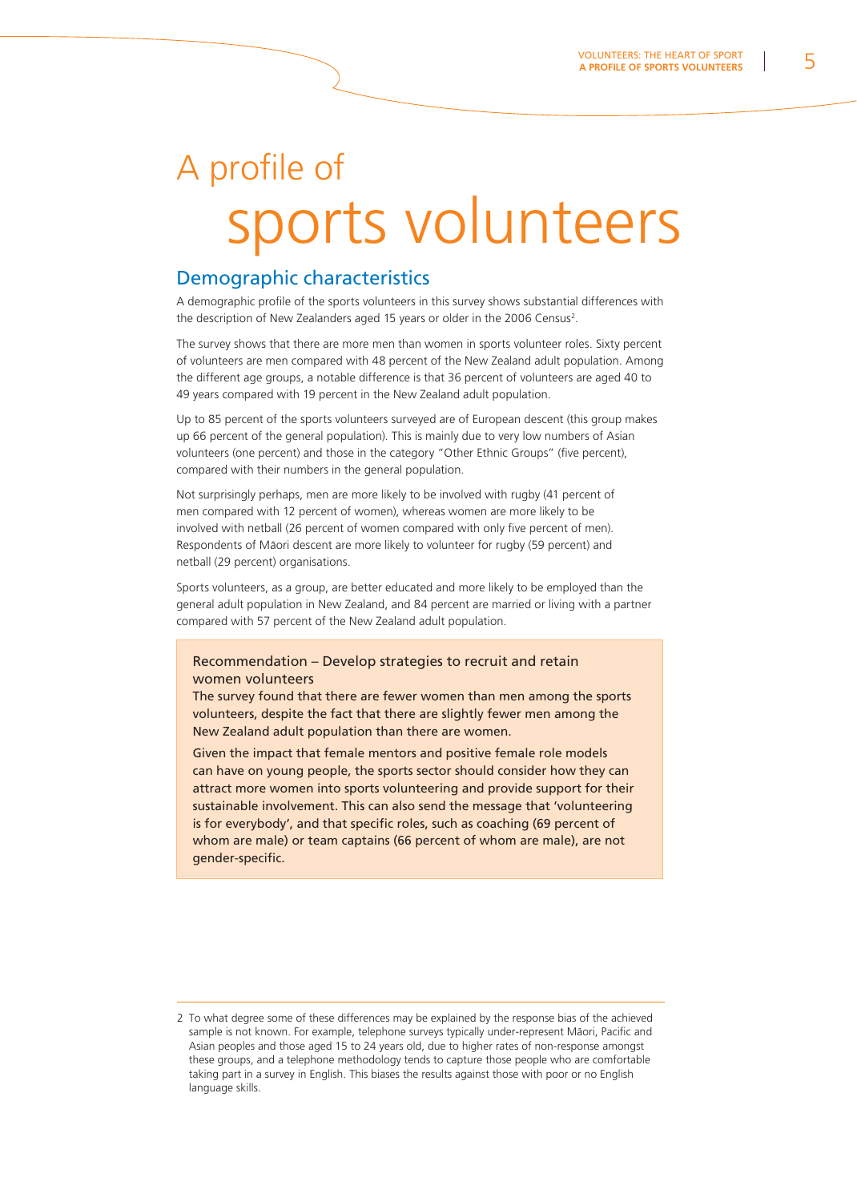# A profile of sports volunteers

## Demographic characteristics

A demographic profile of the sports volunteers in this survey shows substantial differences with the description of New Zealanders aged 15 years or older in the 2006 Census[2].

The survey shows that there are more men than women in sports volunteer roles. Sixty percent of volunteers are men compared with 48 percent of the New Zealand adult population. Among the different age groups, a notable difference is that 36 percent of volunteers are aged 40 to 49 years compared with 19 percent in the New Zealand adult population.

Up to 85 percent of the sports volunteers surveyed are of European descent (this group makes up 66 percent of the general population). This is mainly due to very low numbers of Asian volunteers (one percent) and those in the category "Other Ethnic Groups" (five percent), compared with their numbers in the general population.

Not surprisingly perhaps, men are more likely to be involved with rugby (41 percent of men compared with 12 percent of women), whereas women are more likely to be involved with netball (26 percent of women compared with only five percent of men). Respondents of Māori descent are more likely to volunteer for rugby (59 percent) and netball (29 percent) organisations.

Sports volunteers, as a group, are better educated and more likely to be employed than the general adult population in New Zealand, and 84 percent are married or living with a partner compared with 57 percent of the New Zealand adult population.

> Recommendation – Develop strategies to recruit and retain women volunteers
>
> The survey found that there are fewer women than men among the sports volunteers, despite the fact that there are slightly fewer men among the New Zealand adult population than there are women.
>
> Given the impact that female mentors and positive female role models can have on young people, the sports sector should consider how they can attract more women into sports volunteering and provide support for their sustainable involvement. This can also send the message that 'volunteering is for everybody', and that specific roles, such as coaching (69 percent of whom are male) or team captains (66 percent of whom are male), are not gender-specific.

---

2 To what degree some of these differences may be explained by the response bias of the achieved sample is not known. For example, telephone surveys typically under-represent Māori, Pacific and Asian peoples and those aged 15 to 24 years old, due to higher rates of non-response amongst these groups, and a telephone methodology tends to capture those people who are comfortable taking part in a survey in English. This biases the results against those with poor or no English language skills.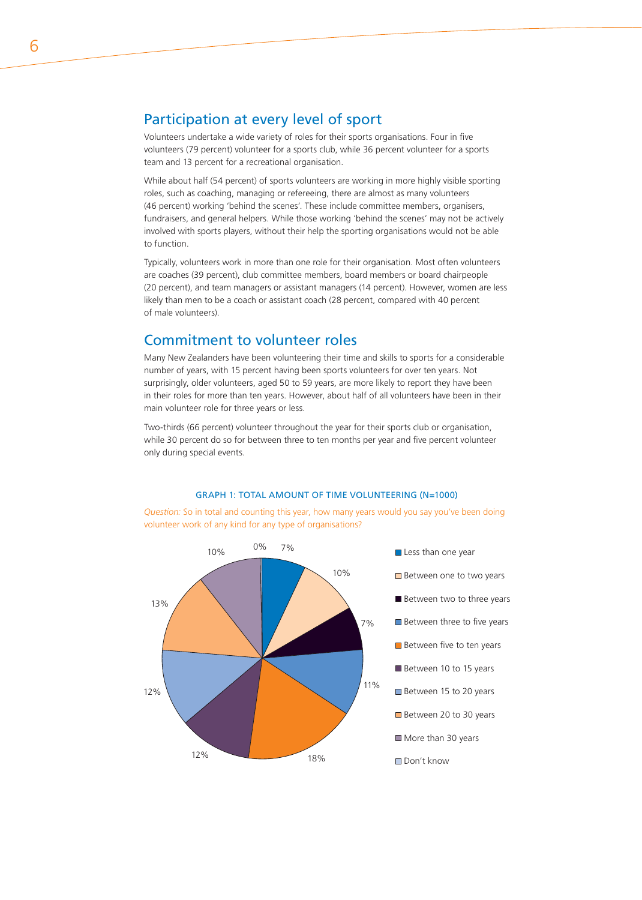## Participation at every level of sport

Volunteers undertake a wide variety of roles for their sports organisations. Four in five volunteers (79 percent) volunteer for a sports club, while 36 percent volunteer for a sports team and 13 percent for a recreational organisation.

While about half (54 percent) of sports volunteers are working in more highly visible sporting roles, such as coaching, managing or refereeing, there are almost as many volunteers (46 percent) working 'behind the scenes'. These include committee members, organisers, fundraisers, and general helpers. While those working 'behind the scenes' may not be actively involved with sports players, without their help the sporting organisations would not be able to function.

Typically, volunteers work in more than one role for their organisation. Most often volunteers are coaches (39 percent), club committee members, board members or board chairpeople (20 percent), and team managers or assistant managers (14 percent). However, women are less likely than men to be a coach or assistant coach (28 percent, compared with 40 percent of male volunteers).

## Commitment to volunteer roles

Many New Zealanders have been volunteering their time and skills to sports for a considerable number of years, with 15 percent having been sports volunteers for over ten years. Not surprisingly, older volunteers, aged 50 to 59 years, are more likely to report they have been in their roles for more than ten years. However, about half of all volunteers have been in their main volunteer role for three years or less.

Two-thirds (66 percent) volunteer throughout the year for their sports club or organisation, while 30 percent do so for between three to ten months per year and five percent volunteer only during special events.

GRAPH 1: TOTAL AMOUNT OF TIME VOLUNTEERING (N=1000)

*Question:* So in total and counting this year, how many years would you say you've been doing volunteer work of any kind for any type of organisations?

| Response | Percent |
|---|---|
| Less than one year | 7% |
| Between one to two years | 10% |
| Between two to three years | 7% |
| Between three to five years | 11% |
| Between five to ten years | 18% |
| Between 10 to 15 years | 12% |
| Between 15 to 20 years | 12% |
| Between 20 to 30 years | 13% |
| More than 30 years | 10% |
| Don't know | 0% |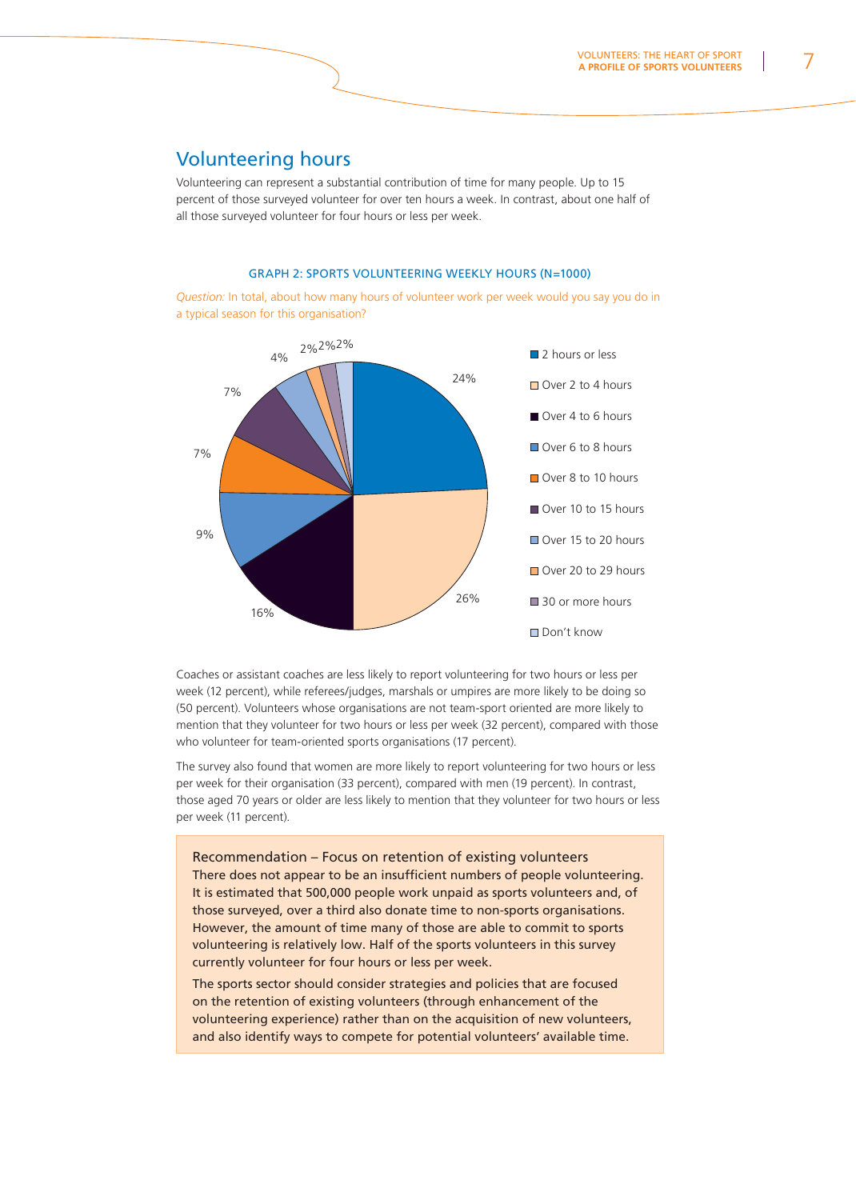## Volunteering hours

Volunteering can represent a substantial contribution of time for many people. Up to 15 percent of those surveyed volunteer for over ten hours a week. In contrast, about one half of all those surveyed volunteer for four hours or less per week.

### GRAPH 2: SPORTS VOLUNTEERING WEEKLY HOURS (N=1000)

*Question:* In total, about how many hours of volunteer work per week would you say you do in a typical season for this organisation?

| Hours | Percent |
|---|---|
| 2 hours or less | 24% |
| Over 2 to 4 hours | 26% |
| Over 4 to 6 hours | 16% |
| Over 6 to 8 hours | 9% |
| Over 8 to 10 hours | 7% |
| Over 10 to 15 hours | 7% |
| Over 15 to 20 hours | 4% |
| Over 20 to 29 hours | 2% |
| 30 or more hours | 2% |
| Don't know | 2% |

Coaches or assistant coaches are less likely to report volunteering for two hours or less per week (12 percent), while referees/judges, marshals or umpires are more likely to be doing so (50 percent). Volunteers whose organisations are not team-sport oriented are more likely to mention that they volunteer for two hours or less per week (32 percent), compared with those who volunteer for team-oriented sports organisations (17 percent).

The survey also found that women are more likely to report volunteering for two hours or less per week for their organisation (33 percent), compared with men (19 percent). In contrast, those aged 70 years or older are less likely to mention that they volunteer for two hours or less per week (11 percent).

**Recommendation – Focus on retention of existing volunteers**

There does not appear to be an insufficient numbers of people volunteering. It is estimated that 500,000 people work unpaid as sports volunteers and, of those surveyed, over a third also donate time to non-sports organisations. However, the amount of time many of those are able to commit to sports volunteering is relatively low. Half of the sports volunteers in this survey currently volunteer for four hours or less per week.

The sports sector should consider strategies and policies that are focused on the retention of existing volunteers (through enhancement of the volunteering experience) rather than on the acquisition of new volunteers, and also identify ways to compete for potential volunteers' available time.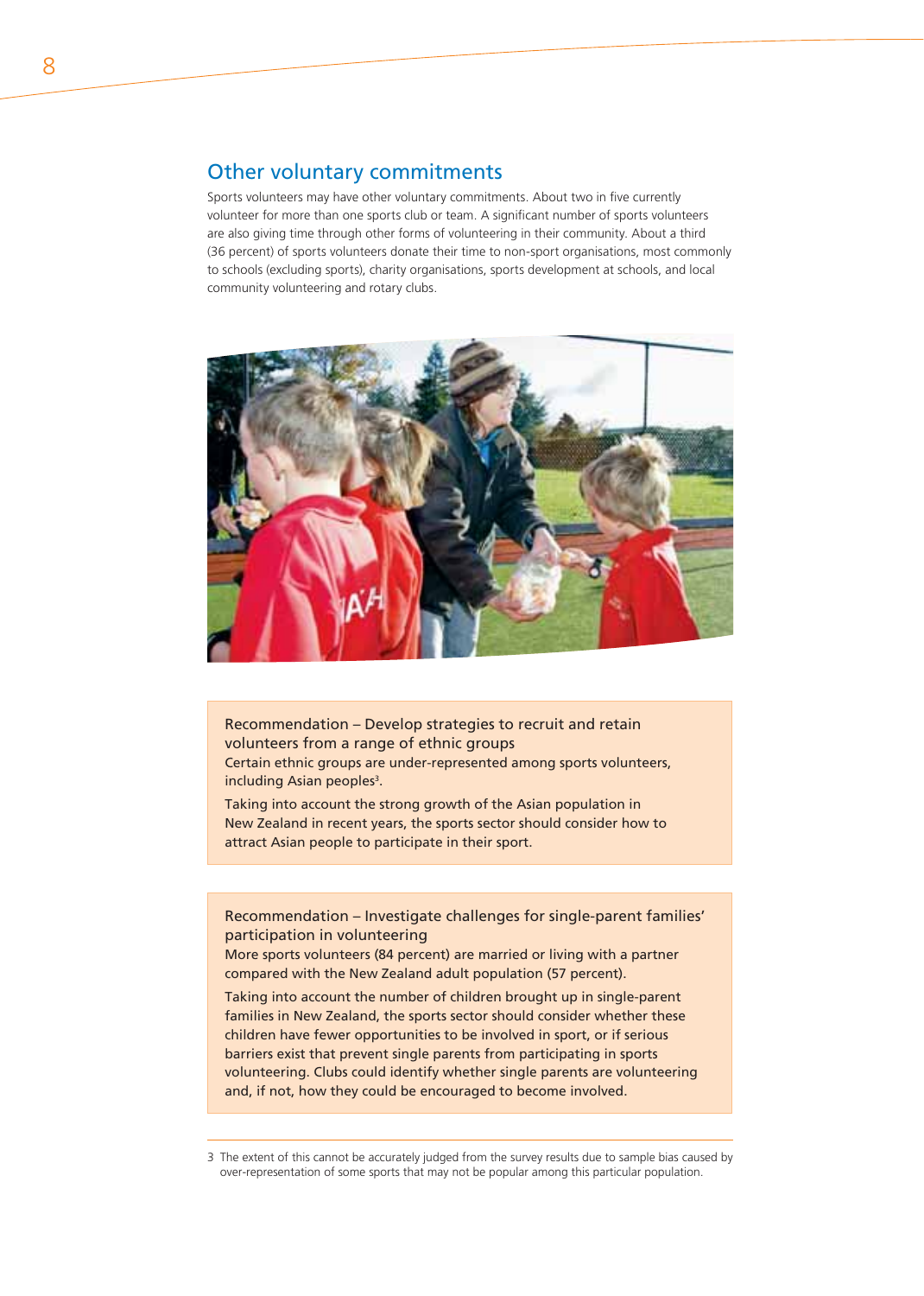## Other voluntary commitments

Sports volunteers may have other voluntary commitments. About two in five currently volunteer for more than one sports club or team. A significant number of sports volunteers are also giving time through other forms of volunteering in their community. About a third (36 percent) of sports volunteers donate their time to non-sport organisations, most commonly to schools (excluding sports), charity organisations, sports development at schools, and local community volunteering and rotary clubs.

**Recommendation – Develop strategies to recruit and retain volunteers from a range of ethnic groups**

Certain ethnic groups are under-represented among sports volunteers, including Asian peoples[3].

Taking into account the strong growth of the Asian population in New Zealand in recent years, the sports sector should consider how to attract Asian people to participate in their sport.

**Recommendation – Investigate challenges for single-parent families' participation in volunteering**

More sports volunteers (84 percent) are married or living with a partner compared with the New Zealand adult population (57 percent).

Taking into account the number of children brought up in single-parent families in New Zealand, the sports sector should consider whether these children have fewer opportunities to be involved in sport, or if serious barriers exist that prevent single parents from participating in sports volunteering. Clubs could identify whether single parents are volunteering and, if not, how they could be encouraged to become involved.

---

3 The extent of this cannot be accurately judged from the survey results due to sample bias caused by over-representation of some sports that may not be popular among this particular population.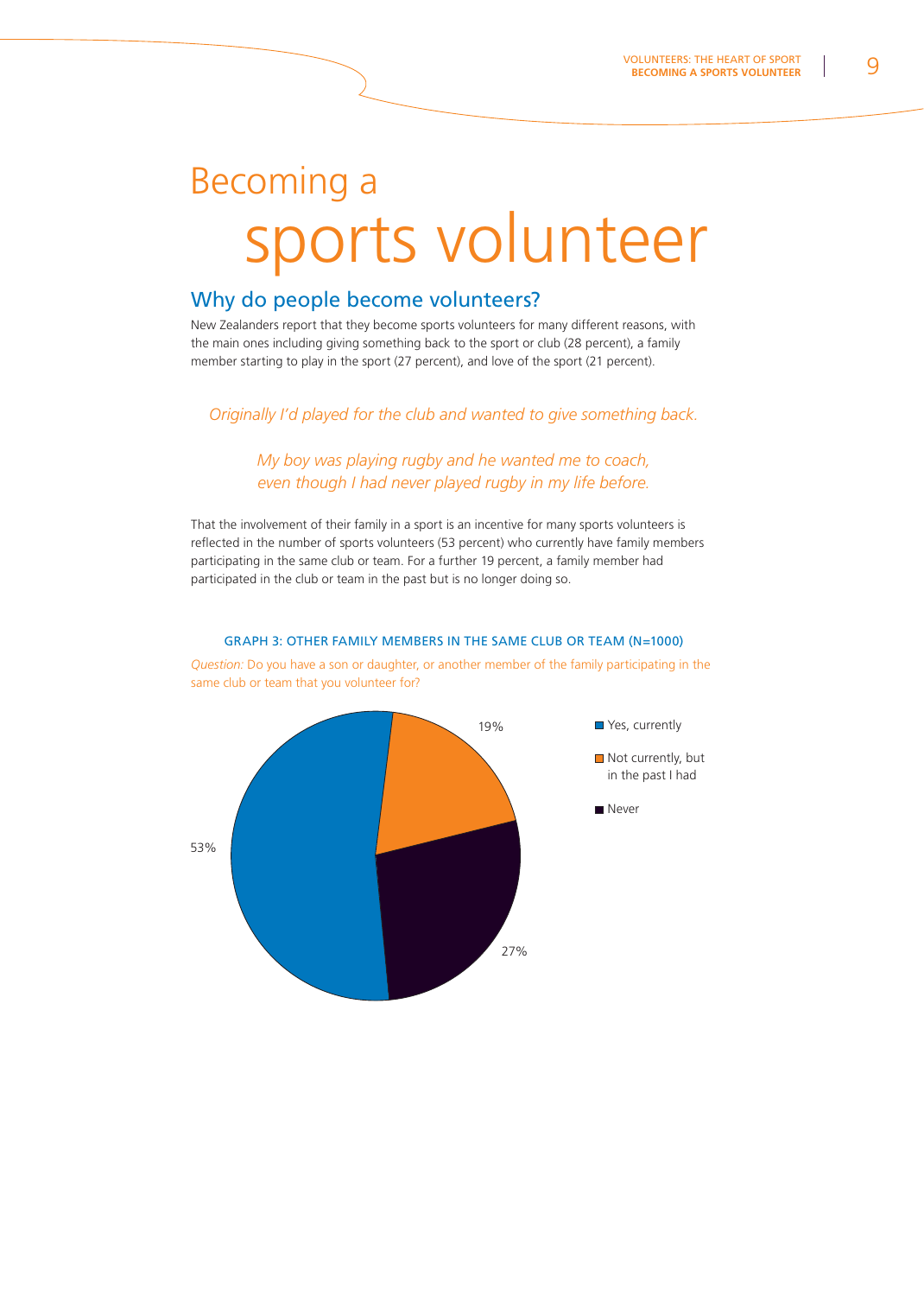# Becoming a sports volunteer

## Why do people become volunteers?

New Zealanders report that they become sports volunteers for many different reasons, with the main ones including giving something back to the sport or club (28 percent), a family member starting to play in the sport (27 percent), and love of the sport (21 percent).

*Originally I'd played for the club and wanted to give something back.*

*My boy was playing rugby and he wanted me to coach, even though I had never played rugby in my life before.*

That the involvement of their family in a sport is an incentive for many sports volunteers is reflected in the number of sports volunteers (53 percent) who currently have family members participating in the same club or team. For a further 19 percent, a family member had participated in the club or team in the past but is no longer doing so.

GRAPH 3: OTHER FAMILY MEMBERS IN THE SAME CLUB OR TEAM (N=1000)

*Question:* Do you have a son or daughter, or another member of the family participating in the same club or team that you volunteer for?

| Response | Percent |
| --- | --- |
| Yes, currently | 53% |
| Not currently, but in the past I had | 19% |
| Never | 27% |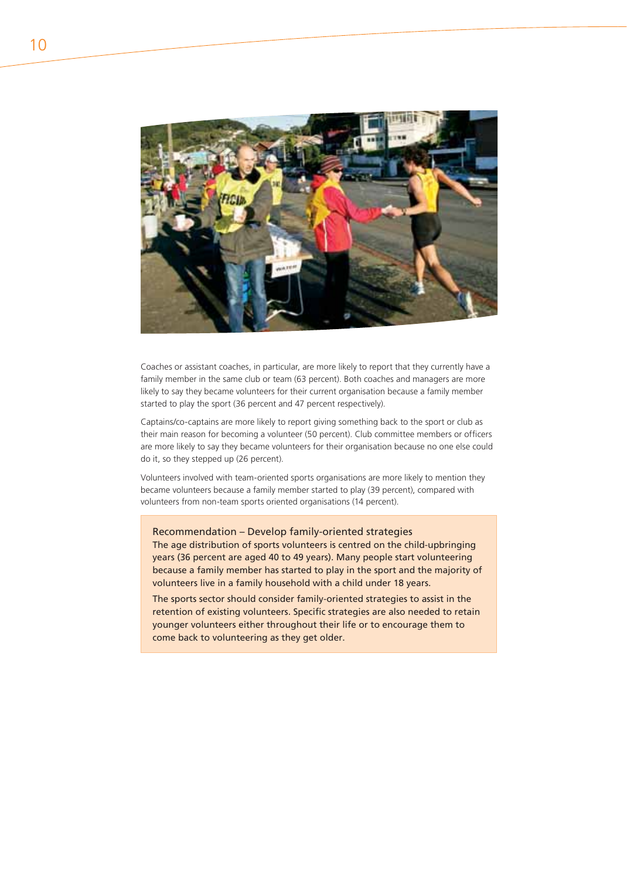Coaches or assistant coaches, in particular, are more likely to report that they currently have a family member in the same club or team (63 percent). Both coaches and managers are more likely to say they became volunteers for their current organisation because a family member started to play the sport (36 percent and 47 percent respectively).

Captains/co-captains are more likely to report giving something back to the sport or club as their main reason for becoming a volunteer (50 percent). Club committee members or officers are more likely to say they became volunteers for their organisation because no one else could do it, so they stepped up (26 percent).

Volunteers involved with team-oriented sports organisations are more likely to mention they became volunteers because a family member started to play (39 percent), compared with volunteers from non-team sports oriented organisations (14 percent).

### Recommendation – Develop family-oriented strategies

The age distribution of sports volunteers is centred on the child-upbringing years (36 percent are aged 40 to 49 years). Many people start volunteering because a family member has started to play in the sport and the majority of volunteers live in a family household with a child under 18 years.

The sports sector should consider family-oriented strategies to assist in the retention of existing volunteers. Specific strategies are also needed to retain younger volunteers either throughout their life or to encourage them to come back to volunteering as they get older.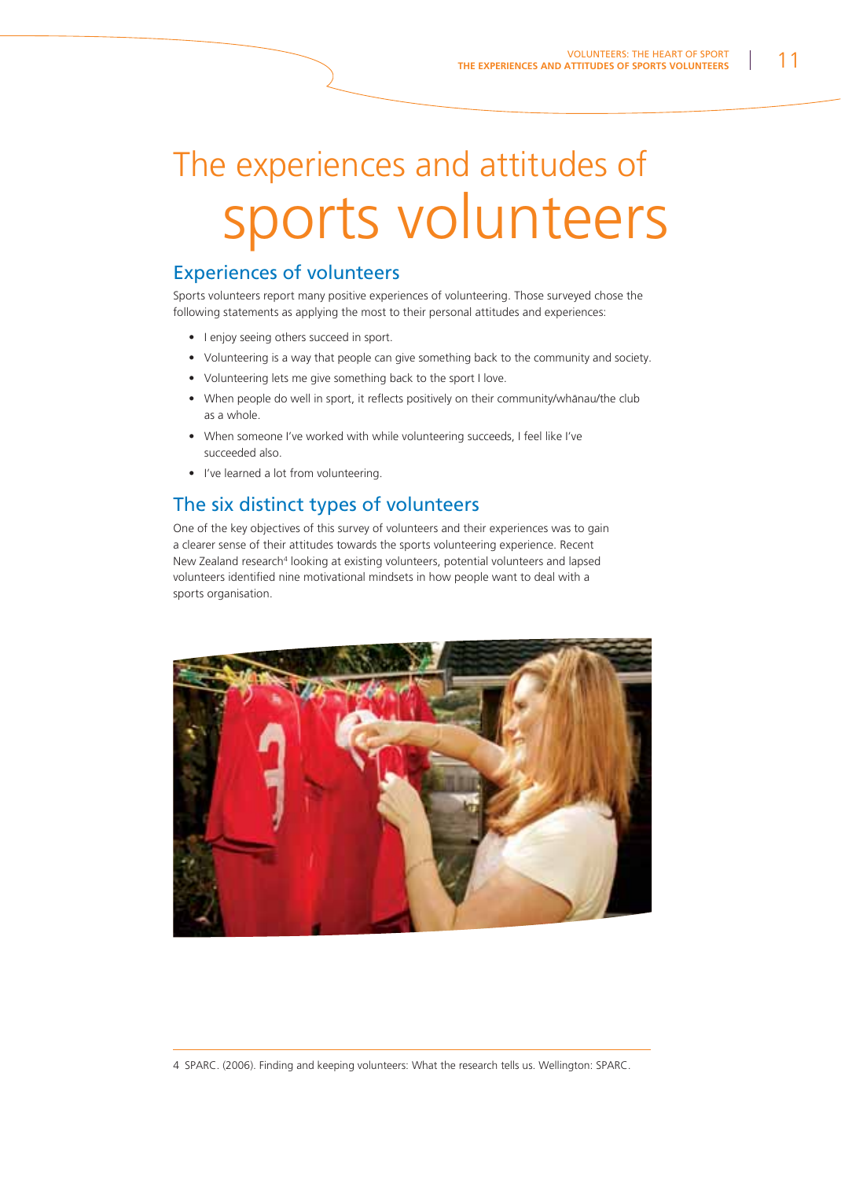# The experiences and attitudes of sports volunteers

## Experiences of volunteers

Sports volunteers report many positive experiences of volunteering. Those surveyed chose the following statements as applying the most to their personal attitudes and experiences:

- I enjoy seeing others succeed in sport.
- Volunteering is a way that people can give something back to the community and society.
- Volunteering lets me give something back to the sport I love.
- When people do well in sport, it reflects positively on their community/whānau/the club as a whole.
- When someone I've worked with while volunteering succeeds, I feel like I've succeeded also.
- I've learned a lot from volunteering.

## The six distinct types of volunteers

One of the key objectives of this survey of volunteers and their experiences was to gain a clearer sense of their attitudes towards the sports volunteering experience. Recent New Zealand research[4] looking at existing volunteers, potential volunteers and lapsed volunteers identified nine motivational mindsets in how people want to deal with a sports organisation.

4 SPARC. (2006). Finding and keeping volunteers: What the research tells us. Wellington: SPARC.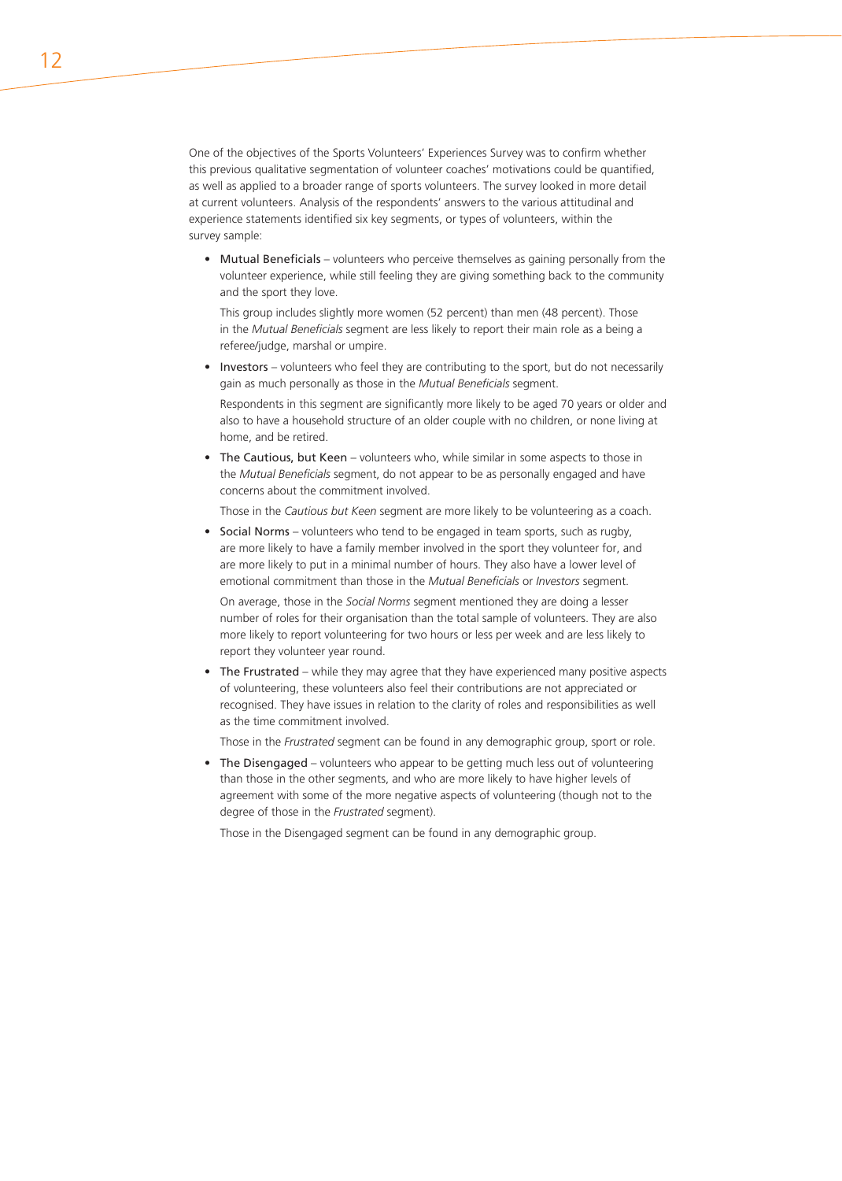One of the objectives of the Sports Volunteers' Experiences Survey was to confirm whether this previous qualitative segmentation of volunteer coaches' motivations could be quantified, as well as applied to a broader range of sports volunteers. The survey looked in more detail at current volunteers. Analysis of the respondents' answers to the various attitudinal and experience statements identified six key segments, or types of volunteers, within the survey sample:

- Mutual Beneficials – volunteers who perceive themselves as gaining personally from the volunteer experience, while still feeling they are giving something back to the community and the sport they love.

  This group includes slightly more women (52 percent) than men (48 percent). Those in the *Mutual Beneficials* segment are less likely to report their main role as a being a referee/judge, marshal or umpire.

- Investors – volunteers who feel they are contributing to the sport, but do not necessarily gain as much personally as those in the *Mutual Beneficials* segment.

  Respondents in this segment are significantly more likely to be aged 70 years or older and also to have a household structure of an older couple with no children, or none living at home, and be retired.

- The Cautious, but Keen – volunteers who, while similar in some aspects to those in the *Mutual Beneficials* segment, do not appear to be as personally engaged and have concerns about the commitment involved.

  Those in the *Cautious but Keen* segment are more likely to be volunteering as a coach.

- Social Norms – volunteers who tend to be engaged in team sports, such as rugby, are more likely to have a family member involved in the sport they volunteer for, and are more likely to put in a minimal number of hours. They also have a lower level of emotional commitment than those in the *Mutual Beneficials* or *Investors* segment.

  On average, those in the *Social Norms* segment mentioned they are doing a lesser number of roles for their organisation than the total sample of volunteers. They are also more likely to report volunteering for two hours or less per week and are less likely to report they volunteer year round.

- The Frustrated – while they may agree that they have experienced many positive aspects of volunteering, these volunteers also feel their contributions are not appreciated or recognised. They have issues in relation to the clarity of roles and responsibilities as well as the time commitment involved.

  Those in the *Frustrated* segment can be found in any demographic group, sport or role.

- The Disengaged – volunteers who appear to be getting much less out of volunteering than those in the other segments, and who are more likely to have higher levels of agreement with some of the more negative aspects of volunteering (though not to the degree of those in the *Frustrated* segment).

  Those in the Disengaged segment can be found in any demographic group.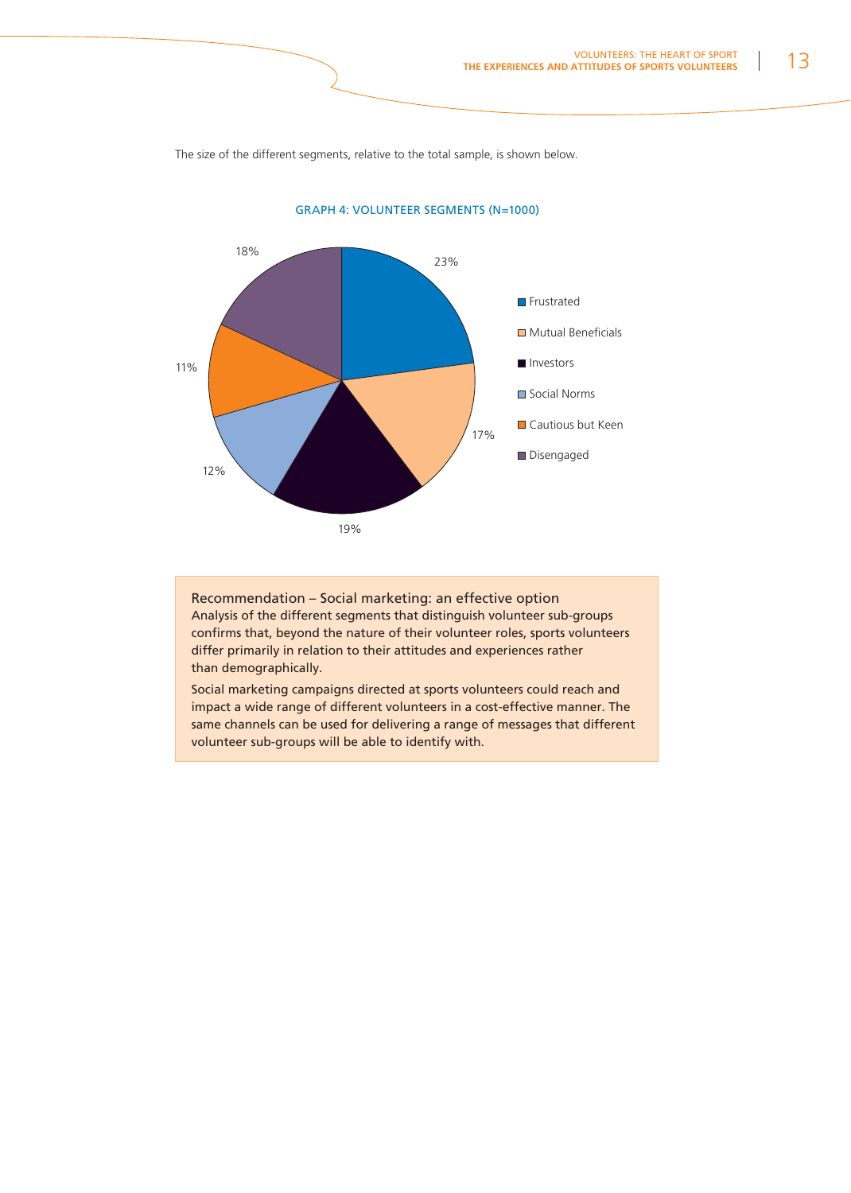The size of the different segments, relative to the total sample, is shown below.

GRAPH 4: VOLUNTEER SEGMENTS (N=1000)

| Segment | % |
| --- | --- |
| Frustrated | 23% |
| Mutual Beneficials | 17% |
| Investors | 19% |
| Social Norms | 12% |
| Cautious but Keen | 11% |
| Disengaged | 18% |

**Recommendation – Social marketing: an effective option**

Analysis of the different segments that distinguish volunteer sub-groups confirms that, beyond the nature of their volunteer roles, sports volunteers differ primarily in relation to their attitudes and experiences rather than demographically.

Social marketing campaigns directed at sports volunteers could reach and impact a wide range of different volunteers in a cost-effective manner. The same channels can be used for delivering a range of messages that different volunteer sub-groups will be able to identify with.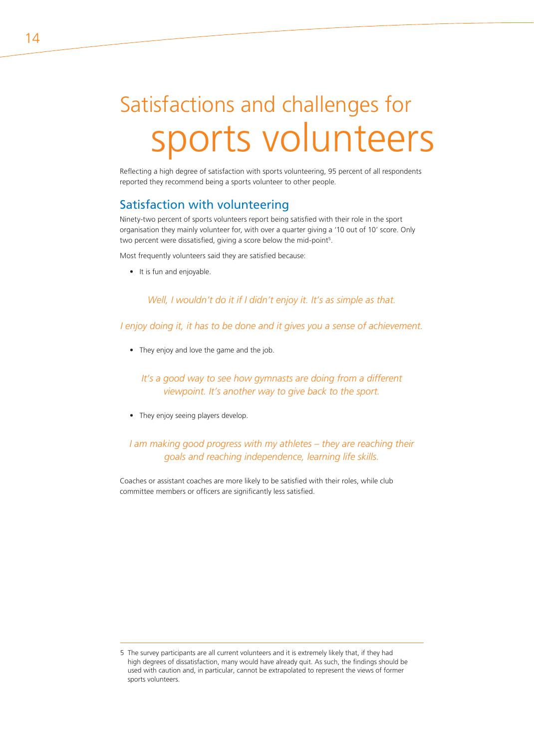# Satisfactions and challenges for sports volunteers

Reflecting a high degree of satisfaction with sports volunteering, 95 percent of all respondents reported they recommend being a sports volunteer to other people.

## Satisfaction with volunteering

Ninety-two percent of sports volunteers report being satisfied with their role in the sport organisation they mainly volunteer for, with over a quarter giving a '10 out of 10' score. Only two percent were dissatisfied, giving a score below the mid-point[5].

Most frequently volunteers said they are satisfied because:

- It is fun and enjoyable.

*Well, I wouldn't do it if I didn't enjoy it. It's as simple as that.*

*I enjoy doing it, it has to be done and it gives you a sense of achievement.*

- They enjoy and love the game and the job.

*It's a good way to see how gymnasts are doing from a different viewpoint. It's another way to give back to the sport.*

- They enjoy seeing players develop.

*I am making good progress with my athletes – they are reaching their goals and reaching independence, learning life skills.*

Coaches or assistant coaches are more likely to be satisfied with their roles, while club committee members or officers are significantly less satisfied.

---

5 The survey participants are all current volunteers and it is extremely likely that, if they had high degrees of dissatisfaction, many would have already quit. As such, the findings should be used with caution and, in particular, cannot be extrapolated to represent the views of former sports volunteers.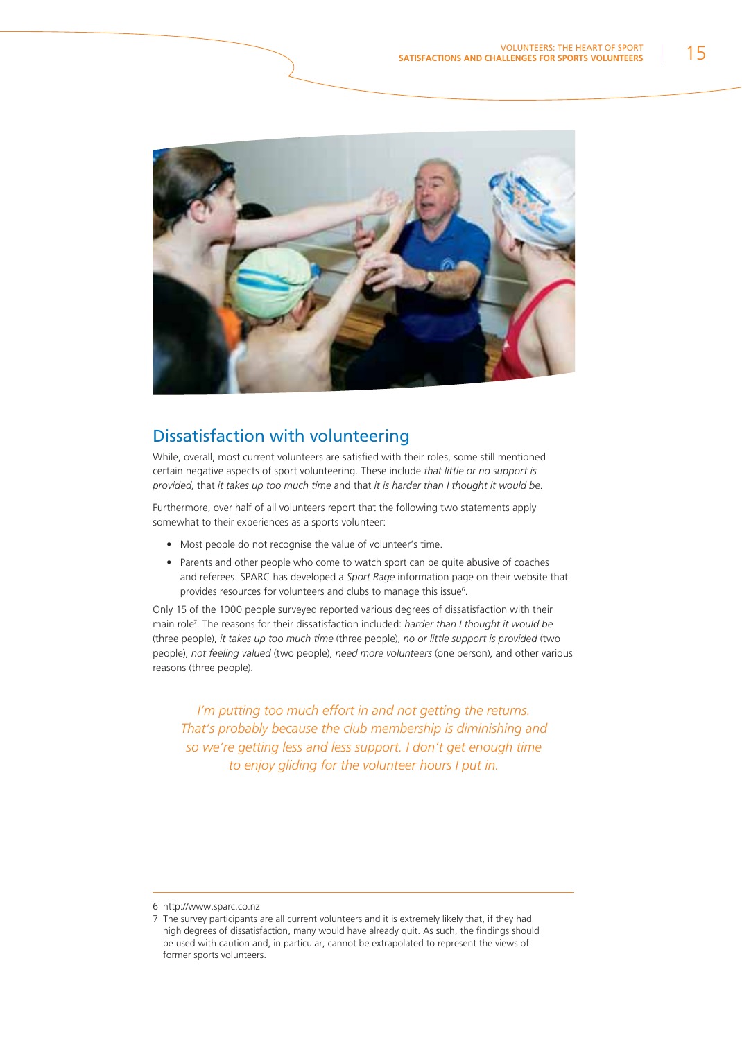## Dissatisfaction with volunteering

While, overall, most current volunteers are satisfied with their roles, some still mentioned certain negative aspects of sport volunteering. These include *that little or no support is provided*, that *it takes up too much time* and that *it is harder than I thought it would be*.

Furthermore, over half of all volunteers report that the following two statements apply somewhat to their experiences as a sports volunteer:

- Most people do not recognise the value of volunteer's time.
- Parents and other people who come to watch sport can be quite abusive of coaches and referees. SPARC has developed a *Sport Rage* information page on their website that provides resources for volunteers and clubs to manage this issue[6].

Only 15 of the 1000 people surveyed reported various degrees of dissatisfaction with their main role[7]. The reasons for their dissatisfaction included: *harder than I thought it would be* (three people), *it takes up too much time* (three people), *no or little support is provided* (two people), *not feeling valued* (two people), *need more volunteers* (one person), and other various reasons (three people).

*I'm putting too much effort in and not getting the returns. That's probably because the club membership is diminishing and so we're getting less and less support. I don't get enough time to enjoy gliding for the volunteer hours I put in.*

---

6 http://www.sparc.co.nz

7 The survey participants are all current volunteers and it is extremely likely that, if they had high degrees of dissatisfaction, many would have already quit. As such, the findings should be used with caution and, in particular, cannot be extrapolated to represent the views of former sports volunteers.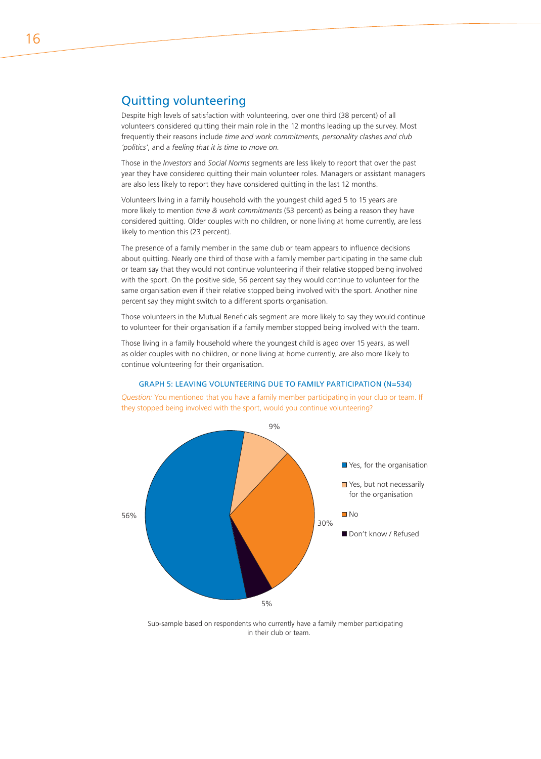## Quitting volunteering

Despite high levels of satisfaction with volunteering, over one third (38 percent) of all volunteers considered quitting their main role in the 12 months leading up the survey. Most frequently their reasons include *time and work commitments, personality clashes and club 'politics'*, and a *feeling that it is time to move on*.

Those in the *Investors* and *Social Norms* segments are less likely to report that over the past year they have considered quitting their main volunteer roles. Managers or assistant managers are also less likely to report they have considered quitting in the last 12 months.

Volunteers living in a family household with the youngest child aged 5 to 15 years are more likely to mention *time & work commitments* (53 percent) as being a reason they have considered quitting. Older couples with no children, or none living at home currently, are less likely to mention this (23 percent).

The presence of a family member in the same club or team appears to influence decisions about quitting. Nearly one third of those with a family member participating in the same club or team say that they would not continue volunteering if their relative stopped being involved with the sport. On the positive side, 56 percent say they would continue to volunteer for the same organisation even if their relative stopped being involved with the sport. Another nine percent say they might switch to a different sports organisation.

Those volunteers in the Mutual Beneficials segment are more likely to say they would continue to volunteer for their organisation if a family member stopped being involved with the team.

Those living in a family household where the youngest child is aged over 15 years, as well as older couples with no children, or none living at home currently, are also more likely to continue volunteering for their organisation.

GRAPH 5: LEAVING VOLUNTEERING DUE TO FAMILY PARTICIPATION (N=534)

*Question:* You mentioned that you have a family member participating in your club or team. If they stopped being involved with the sport, would you continue volunteering?

| Response | Percent |
|---|---|
| Yes, for the organisation | 56% |
| Yes, but not necessarily for the organisation | 9% |
| No | 30% |
| Don't know / Refused | 5% |

Sub-sample based on respondents who currently have a family member participating in their club or team.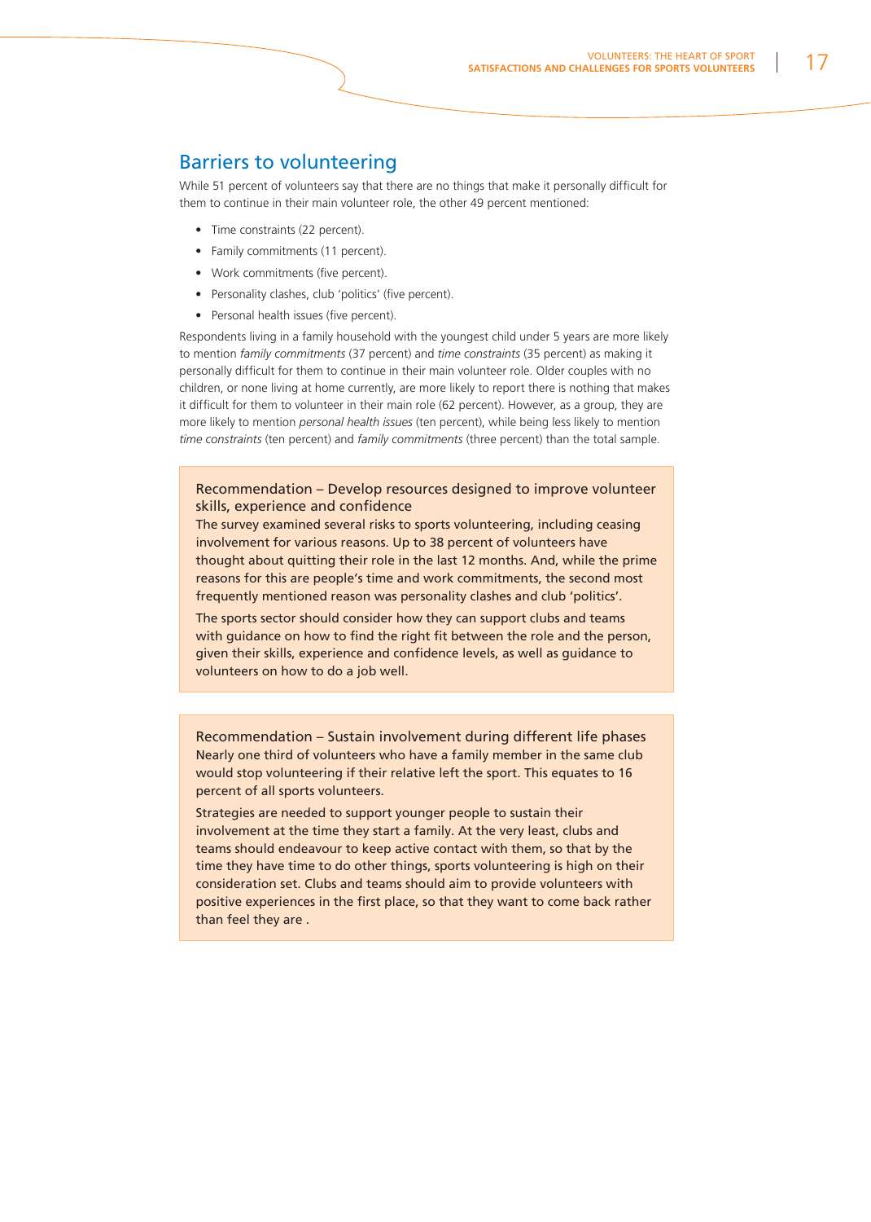## Barriers to volunteering

While 51 percent of volunteers say that there are no things that make it personally difficult for them to continue in their main volunteer role, the other 49 percent mentioned:

- Time constraints (22 percent).
- Family commitments (11 percent).
- Work commitments (five percent).
- Personality clashes, club 'politics' (five percent).
- Personal health issues (five percent).

Respondents living in a family household with the youngest child under 5 years are more likely to mention *family commitments* (37 percent) and *time constraints* (35 percent) as making it personally difficult for them to continue in their main volunteer role. Older couples with no children, or none living at home currently, are more likely to report there is nothing that makes it difficult for them to volunteer in their main role (62 percent). However, as a group, they are more likely to mention *personal health issues* (ten percent), while being less likely to mention *time constraints* (ten percent) and *family commitments* (three percent) than the total sample.

### Recommendation – Develop resources designed to improve volunteer skills, experience and confidence

The survey examined several risks to sports volunteering, including ceasing involvement for various reasons. Up to 38 percent of volunteers have thought about quitting their role in the last 12 months. And, while the prime reasons for this are people's time and work commitments, the second most frequently mentioned reason was personality clashes and club 'politics'.

The sports sector should consider how they can support clubs and teams with guidance on how to find the right fit between the role and the person, given their skills, experience and confidence levels, as well as guidance to volunteers on how to do a job well.

### Recommendation – Sustain involvement during different life phases

Nearly one third of volunteers who have a family member in the same club would stop volunteering if their relative left the sport. This equates to 16 percent of all sports volunteers.

Strategies are needed to support younger people to sustain their involvement at the time they start a family. At the very least, clubs and teams should endeavour to keep active contact with them, so that by the time they have time to do other things, sports volunteering is high on their consideration set. Clubs and teams should aim to provide volunteers with positive experiences in the first place, so that they want to come back rather than feel they are .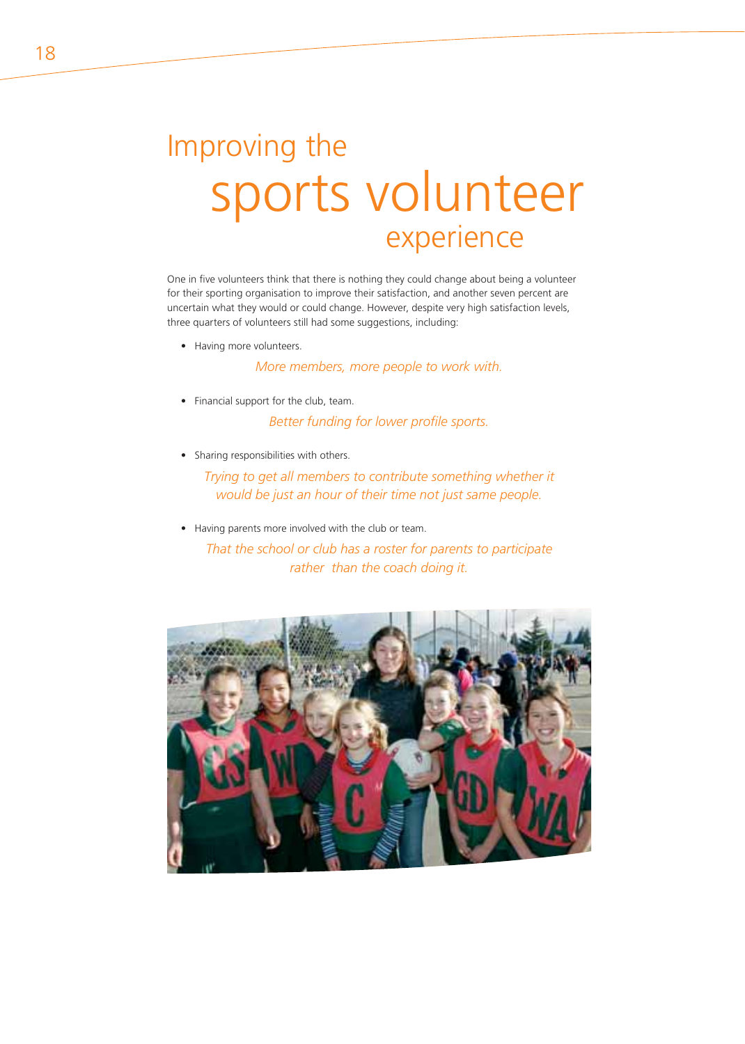# Improving the sports volunteer experience

One in five volunteers think that there is nothing they could change about being a volunteer for their sporting organisation to improve their satisfaction, and another seven percent are uncertain what they would or could change. However, despite very high satisfaction levels, three quarters of volunteers still had some suggestions, including:

- Having more volunteers.

  *More members, more people to work with.*

- Financial support for the club, team.

  *Better funding for lower profile sports.*

- Sharing responsibilities with others.

  *Trying to get all members to contribute something whether it would be just an hour of their time not just same people.*

- Having parents more involved with the club or team.

  *That the school or club has a roster for parents to participate rather than the coach doing it.*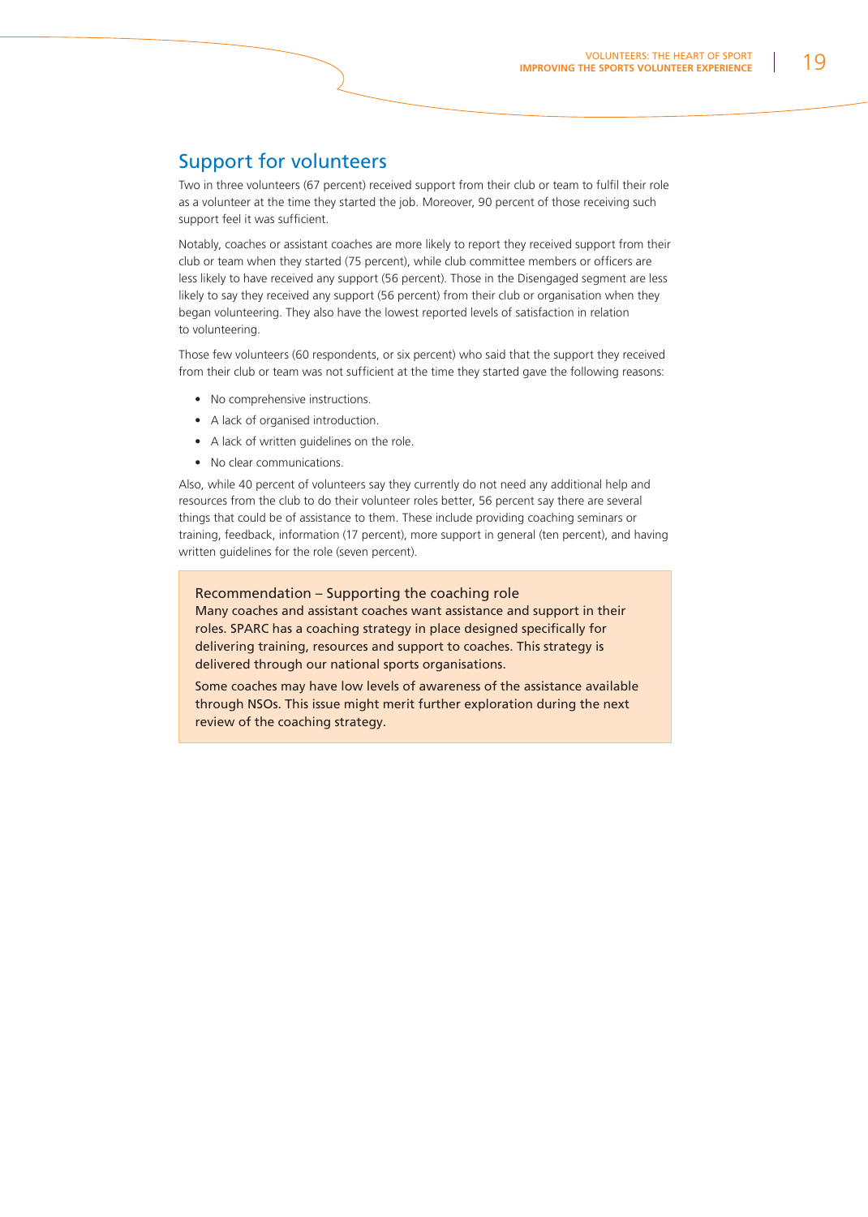## Support for volunteers

Two in three volunteers (67 percent) received support from their club or team to fulfil their role as a volunteer at the time they started the job. Moreover, 90 percent of those receiving such support feel it was sufficient.

Notably, coaches or assistant coaches are more likely to report they received support from their club or team when they started (75 percent), while club committee members or officers are less likely to have received any support (56 percent). Those in the Disengaged segment are less likely to say they received any support (56 percent) from their club or organisation when they began volunteering. They also have the lowest reported levels of satisfaction in relation to volunteering.

Those few volunteers (60 respondents, or six percent) who said that the support they received from their club or team was not sufficient at the time they started gave the following reasons:

- No comprehensive instructions.
- A lack of organised introduction.
- A lack of written guidelines on the role.
- No clear communications.

Also, while 40 percent of volunteers say they currently do not need any additional help and resources from the club to do their volunteer roles better, 56 percent say there are several things that could be of assistance to them. These include providing coaching seminars or training, feedback, information (17 percent), more support in general (ten percent), and having written guidelines for the role (seven percent).

> Recommendation – Supporting the coaching role
>
> Many coaches and assistant coaches want assistance and support in their roles. SPARC has a coaching strategy in place designed specifically for delivering training, resources and support to coaches. This strategy is delivered through our national sports organisations.
>
> Some coaches may have low levels of awareness of the assistance available through NSOs. This issue might merit further exploration during the next review of the coaching strategy.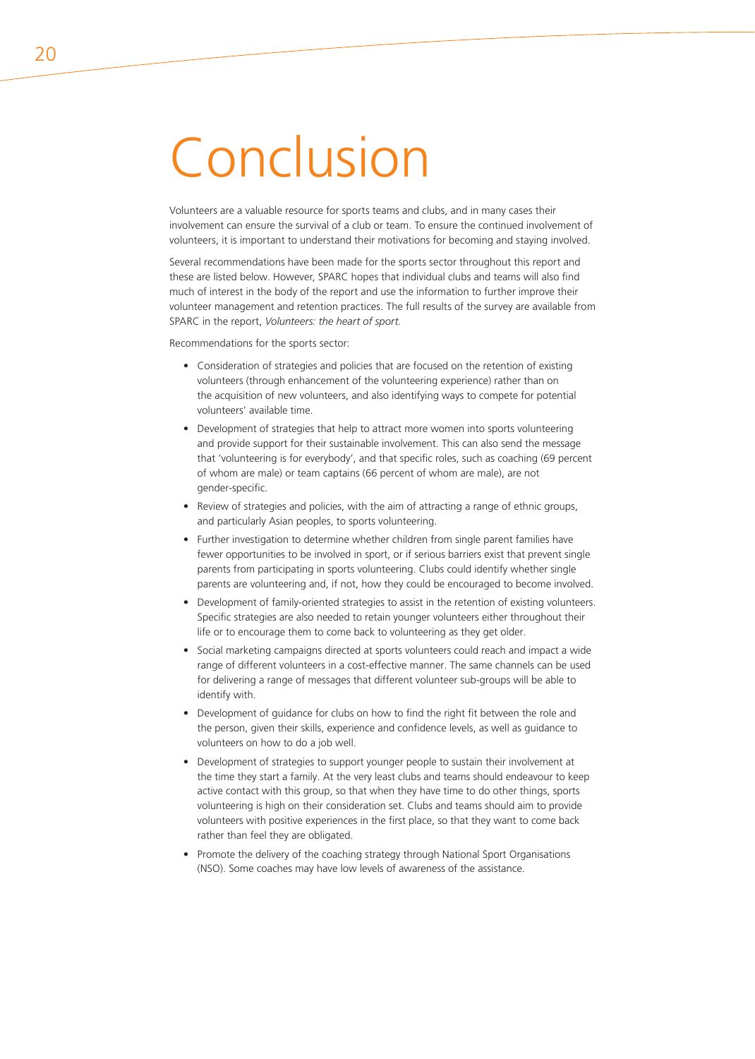# Conclusion

Volunteers are a valuable resource for sports teams and clubs, and in many cases their involvement can ensure the survival of a club or team. To ensure the continued involvement of volunteers, it is important to understand their motivations for becoming and staying involved.

Several recommendations have been made for the sports sector throughout this report and these are listed below. However, SPARC hopes that individual clubs and teams will also find much of interest in the body of the report and use the information to further improve their volunteer management and retention practices. The full results of the survey are available from SPARC in the report, *Volunteers: the heart of sport.*

Recommendations for the sports sector:

- Consideration of strategies and policies that are focused on the retention of existing volunteers (through enhancement of the volunteering experience) rather than on the acquisition of new volunteers, and also identifying ways to compete for potential volunteers' available time.
- Development of strategies that help to attract more women into sports volunteering and provide support for their sustainable involvement. This can also send the message that 'volunteering is for everybody', and that specific roles, such as coaching (69 percent of whom are male) or team captains (66 percent of whom are male), are not gender-specific.
- Review of strategies and policies, with the aim of attracting a range of ethnic groups, and particularly Asian peoples, to sports volunteering.
- Further investigation to determine whether children from single parent families have fewer opportunities to be involved in sport, or if serious barriers exist that prevent single parents from participating in sports volunteering. Clubs could identify whether single parents are volunteering and, if not, how they could be encouraged to become involved.
- Development of family-oriented strategies to assist in the retention of existing volunteers. Specific strategies are also needed to retain younger volunteers either throughout their life or to encourage them to come back to volunteering as they get older.
- Social marketing campaigns directed at sports volunteers could reach and impact a wide range of different volunteers in a cost-effective manner. The same channels can be used for delivering a range of messages that different volunteer sub-groups will be able to identify with.
- Development of guidance for clubs on how to find the right fit between the role and the person, given their skills, experience and confidence levels, as well as guidance to volunteers on how to do a job well.
- Development of strategies to support younger people to sustain their involvement at the time they start a family. At the very least clubs and teams should endeavour to keep active contact with this group, so that when they have time to do other things, sports volunteering is high on their consideration set. Clubs and teams should aim to provide volunteers with positive experiences in the first place, so that they want to come back rather than feel they are obligated.
- Promote the delivery of the coaching strategy through National Sport Organisations (NSO). Some coaches may have low levels of awareness of the assistance.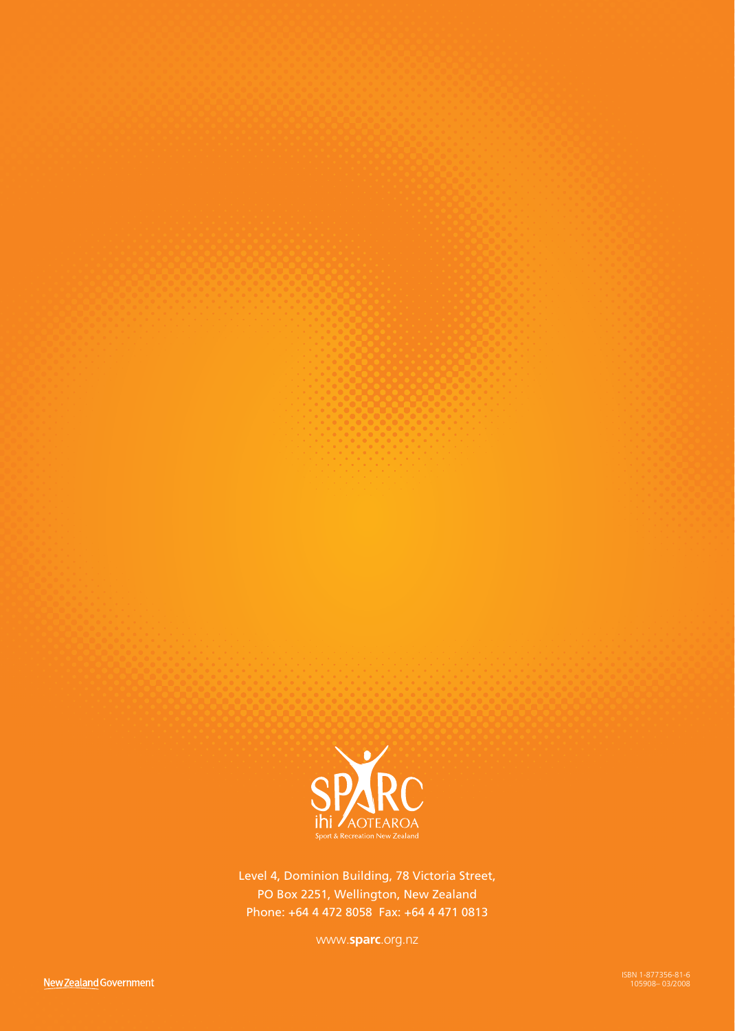SPARC

ihi AOTEAROA

Sport & Recreation New Zealand

Level 4, Dominion Building, 78 Victoria Street,
PO Box 2251, Wellington, New Zealand
Phone: +64 4 472 8058 Fax: +64 4 471 0813

www.**sparc**.org.nz

New Zealand Government

ISBN 1-877356-81-6
105908– 03/2008